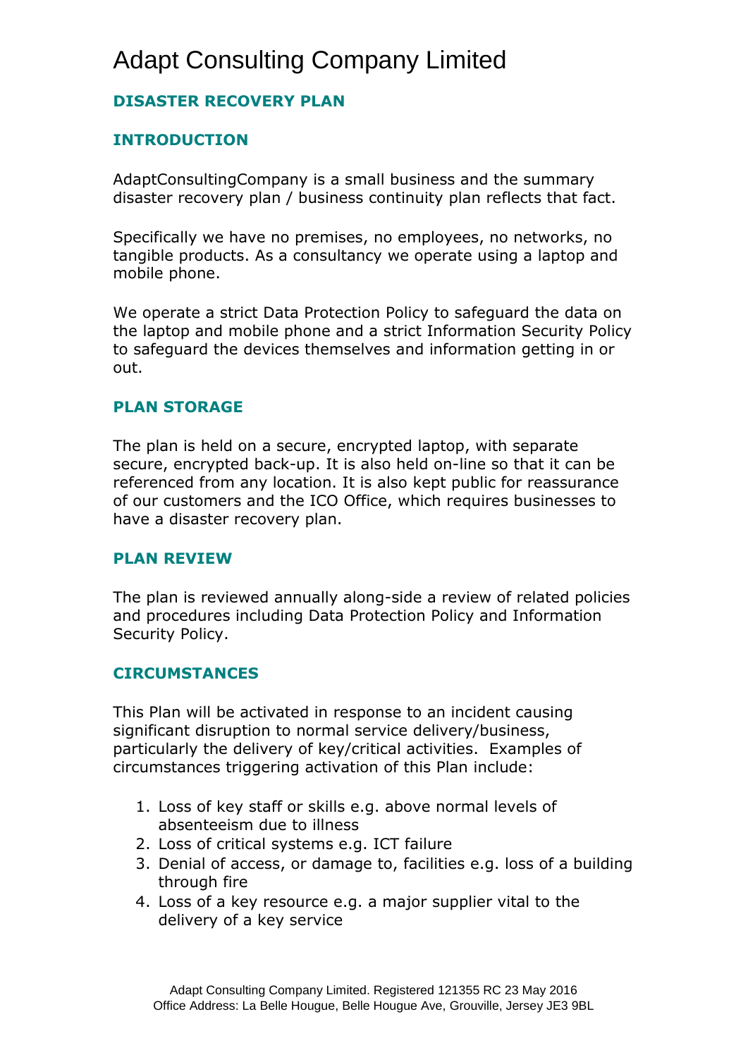# Adapt Consulting Company Limited

## DISASTER RECOVERY PLAN

## INTRODUCTION

AdaptConsultingCompany is a small business and the summary disaster recovery plan / business continuity plan reflects that fact.

Specifically we have no premises, no employees, no networks, no tangible products. As a consultancy we operate using a laptop and mobile phone.

We operate a strict Data Protection Policy to safeguard the data on the laptop and mobile phone and a strict Information Security Policy to safeguard the devices themselves and information getting in or out.

## PLAN STORAGE

The plan is held on a secure, encrypted laptop, with separate secure, encrypted back-up. It is also held on-line so that it can be referenced from any location. It is also kept public for reassurance of our customers and the ICO Office, which requires businesses to have a disaster recovery plan.

## PLAN REVIEW

The plan is reviewed annually along-side a review of related policies and procedures including Data Protection Policy and Information Security Policy.

## CIRCUMSTANCES

This Plan will be activated in response to an incident causing significant disruption to normal service delivery/business, particularly the delivery of key/critical activities. Examples of circumstances triggering activation of this Plan include:

1. Loss of key staff or skills e.g. above normal levels of absenteeism due to illness
2. Loss of critical systems e.g. ICT failure
3. Denial of access, or damage to, facilities e.g. loss of a building through fire
4. Loss of a key resource e.g. a major supplier vital to the delivery of a key service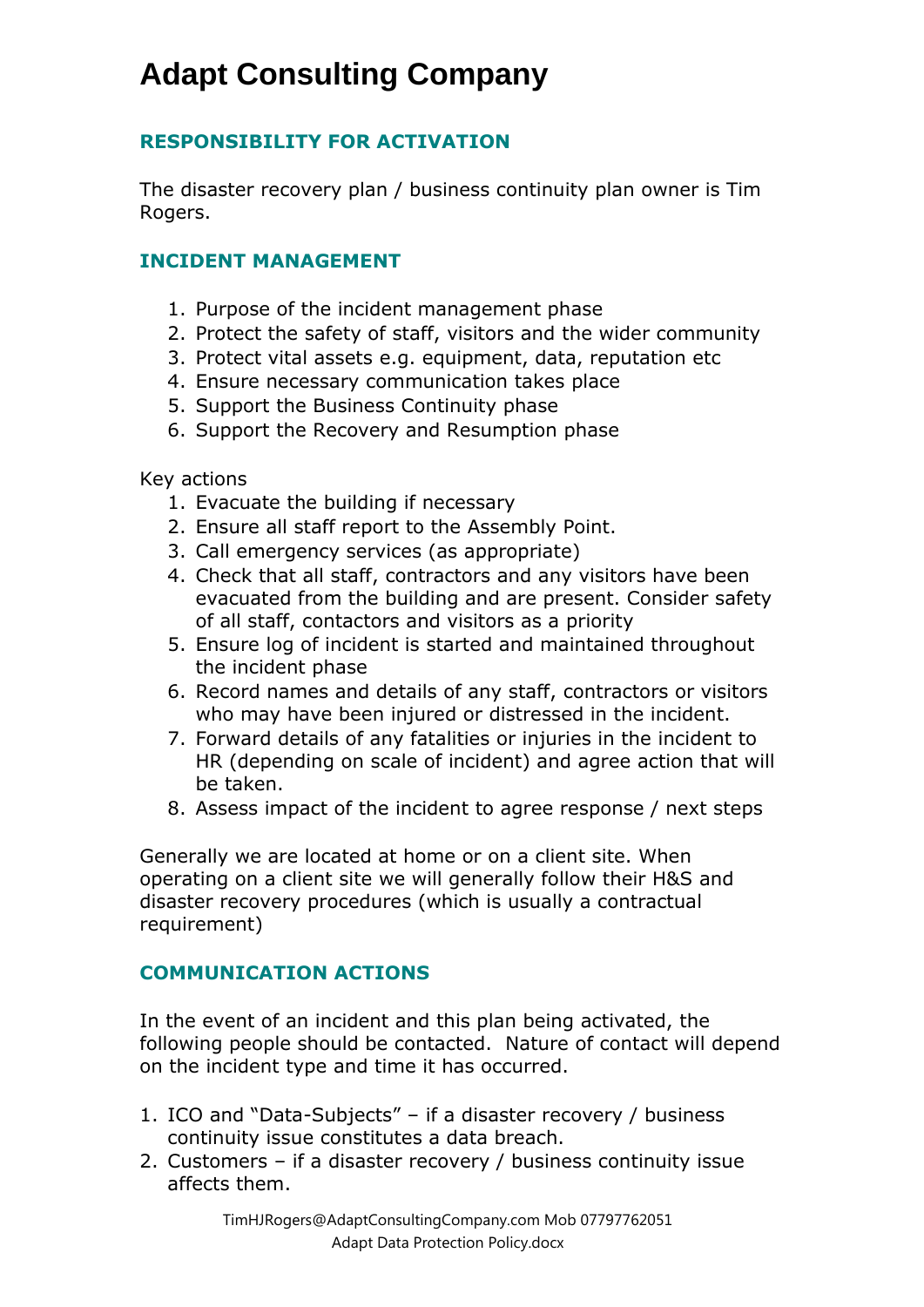# Adapt Consulting Company

## RESPONSIBILITY FOR ACTIVATION

The disaster recovery plan / business continuity plan owner is Tim Rogers.

## INCIDENT MANAGEMENT

1. Purpose of the incident management phase
2. Protect the safety of staff, visitors and the wider community
3. Protect vital assets e.g. equipment, data, reputation etc
4. Ensure necessary communication takes place
5. Support the Business Continuity phase
6. Support the Recovery and Resumption phase

Key actions

1. Evacuate the building if necessary
2. Ensure all staff report to the Assembly Point.
3. Call emergency services (as appropriate)
4. Check that all staff, contractors and any visitors have been evacuated from the building and are present. Consider safety of all staff, contactors and visitors as a priority
5. Ensure log of incident is started and maintained throughout the incident phase
6. Record names and details of any staff, contractors or visitors who may have been injured or distressed in the incident.
7. Forward details of any fatalities or injuries in the incident to HR (depending on scale of incident) and agree action that will be taken.
8. Assess impact of the incident to agree response / next steps

Generally we are located at home or on a client site. When operating on a client site we will generally follow their H&S and disaster recovery procedures (which is usually a contractual requirement)

## COMMUNICATION ACTIONS

In the event of an incident and this plan being activated, the following people should be contacted. Nature of contact will depend on the incident type and time it has occurred.

1. ICO and "Data-Subjects" – if a disaster recovery / business continuity issue constitutes a data breach.
2. Customers – if a disaster recovery / business continuity issue affects them.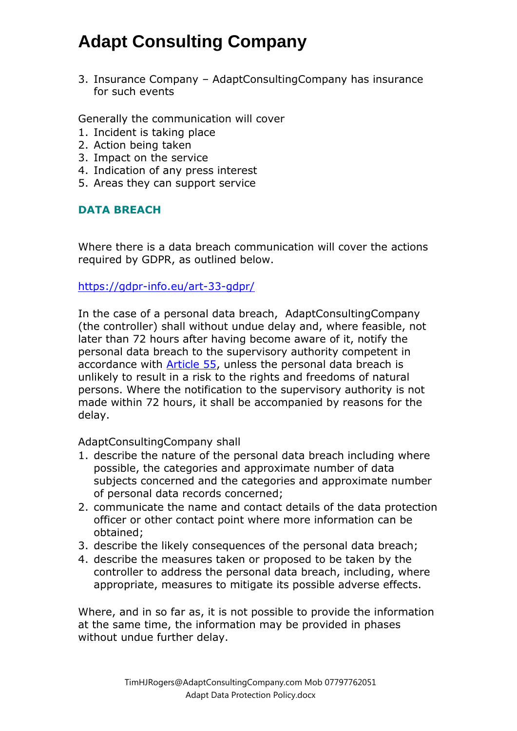3. Insurance Company – AdaptConsultingCompany has insurance for such events

Generally the communication will cover
1. Incident is taking place
2. Action being taken
3. Impact on the service
4. Indication of any press interest
5. Areas they can support service

## DATA BREACH

Where there is a data breach communication will cover the actions required by GDPR, as outlined below.

[https://gdpr-info.eu/art-33-gdpr/](https://gdpr-info.eu/art-33-gdpr/)

In the case of a personal data breach, AdaptConsultingCompany (the controller) shall without undue delay and, where feasible, not later than 72 hours after having become aware of it, notify the personal data breach to the supervisory authority competent in accordance with Article 55, unless the personal data breach is unlikely to result in a risk to the rights and freedoms of natural persons. Where the notification to the supervisory authority is not made within 72 hours, it shall be accompanied by reasons for the delay.

AdaptConsultingCompany shall
1. describe the nature of the personal data breach including where possible, the categories and approximate number of data subjects concerned and the categories and approximate number of personal data records concerned;
2. communicate the name and contact details of the data protection officer or other contact point where more information can be obtained;
3. describe the likely consequences of the personal data breach;
4. describe the measures taken or proposed to be taken by the controller to address the personal data breach, including, where appropriate, measures to mitigate its possible adverse effects.

Where, and in so far as, it is not possible to provide the information at the same time, the information may be provided in phases without undue further delay.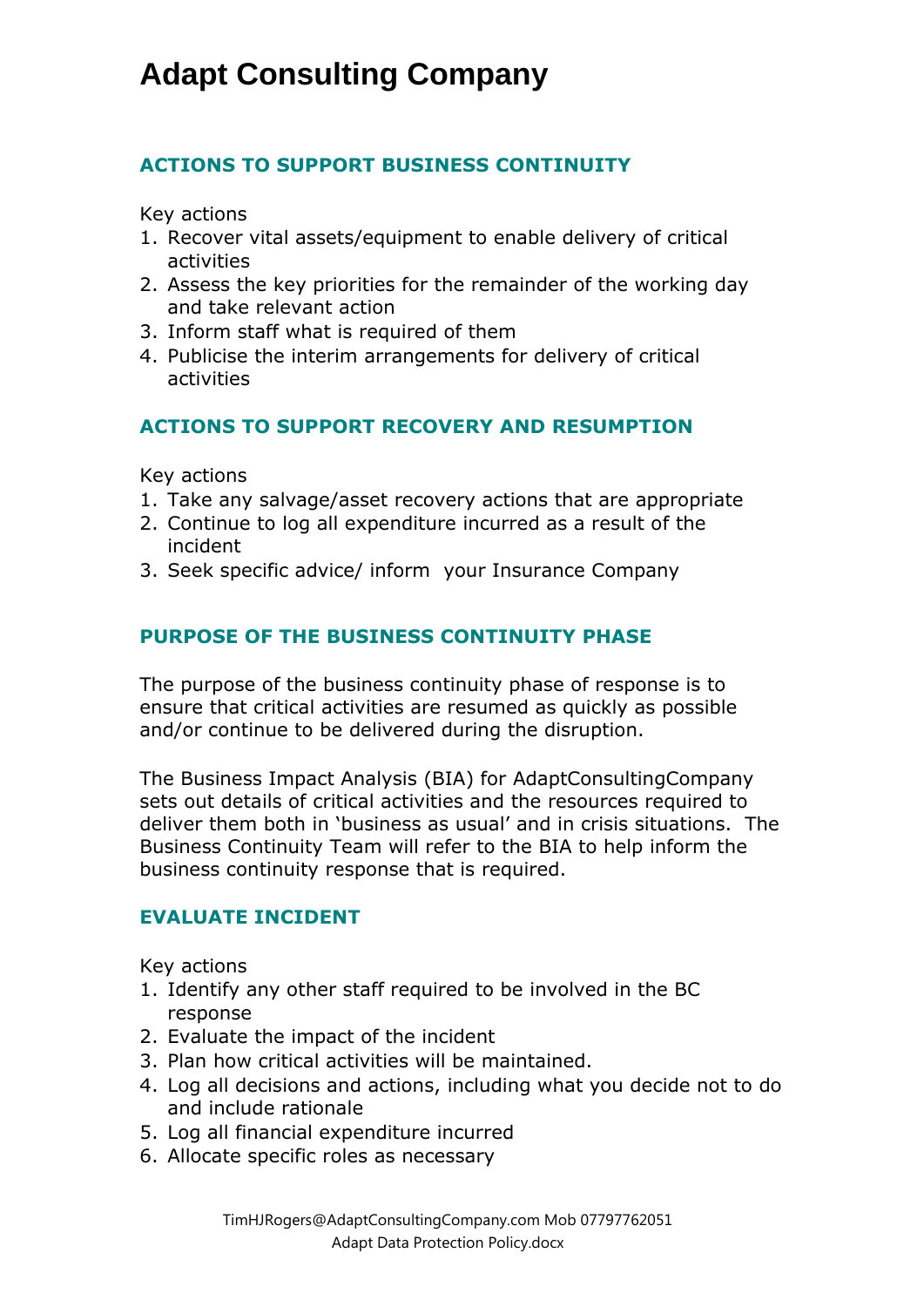# Adapt Consulting Company

## ACTIONS TO SUPPORT BUSINESS CONTINUITY

Key actions

1. Recover vital assets/equipment to enable delivery of critical activities
2. Assess the key priorities for the remainder of the working day and take relevant action
3. Inform staff what is required of them
4. Publicise the interim arrangements for delivery of critical activities

## ACTIONS TO SUPPORT RECOVERY AND RESUMPTION

Key actions

1. Take any salvage/asset recovery actions that are appropriate
2. Continue to log all expenditure incurred as a result of the incident
3. Seek specific advice/ inform your Insurance Company

## PURPOSE OF THE BUSINESS CONTINUITY PHASE

The purpose of the business continuity phase of response is to ensure that critical activities are resumed as quickly as possible and/or continue to be delivered during the disruption.

The Business Impact Analysis (BIA) for AdaptConsultingCompany sets out details of critical activities and the resources required to deliver them both in 'business as usual' and in crisis situations. The Business Continuity Team will refer to the BIA to help inform the business continuity response that is required.

## EVALUATE INCIDENT

Key actions

1. Identify any other staff required to be involved in the BC response
2. Evaluate the impact of the incident
3. Plan how critical activities will be maintained.
4. Log all decisions and actions, including what you decide not to do and include rationale
5. Log all financial expenditure incurred
6. Allocate specific roles as necessary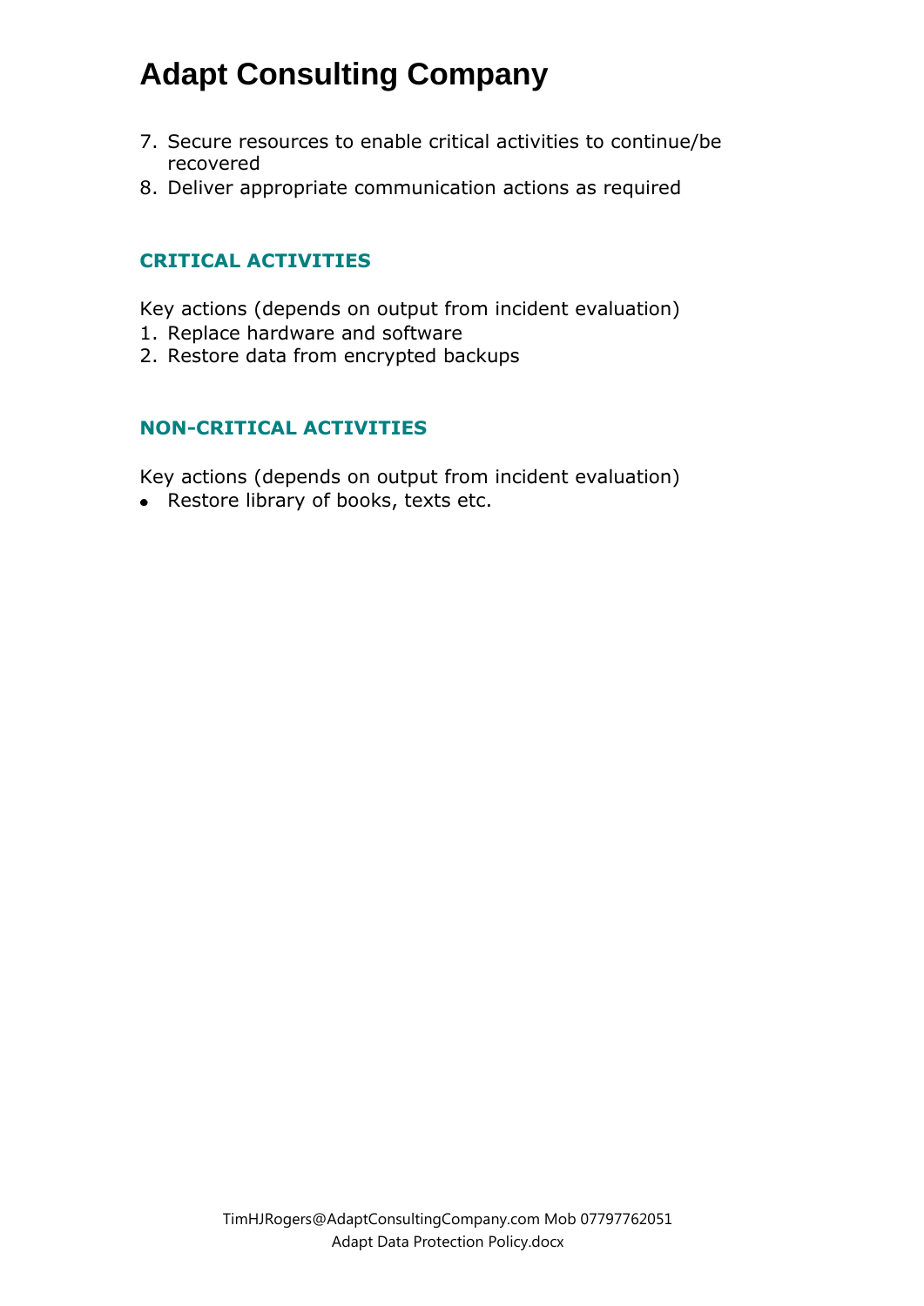7. Secure resources to enable critical activities to continue/be recovered
8. Deliver appropriate communication actions as required

## CRITICAL ACTIVITIES

Key actions (depends on output from incident evaluation)

1. Replace hardware and software
2. Restore data from encrypted backups

## NON-CRITICAL ACTIVITIES

Key actions (depends on output from incident evaluation)

- Restore library of books, texts etc.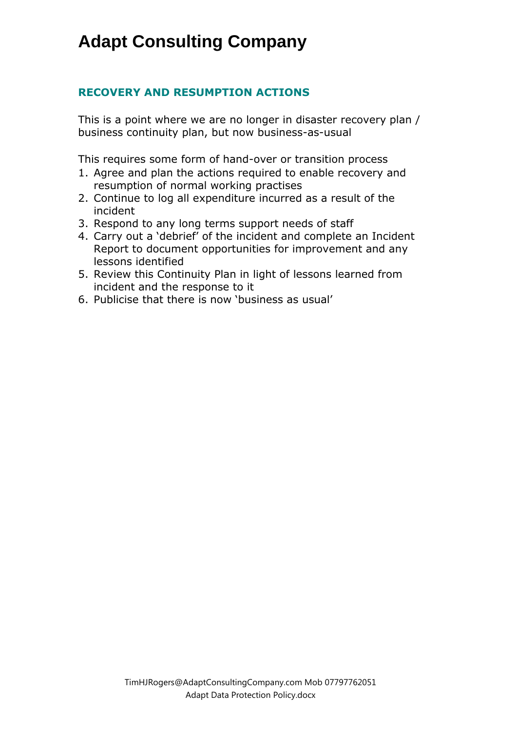# Adapt Consulting Company

## RECOVERY AND RESUMPTION ACTIONS

This is a point where we are no longer in disaster recovery plan / business continuity plan, but now business-as-usual

This requires some form of hand-over or transition process

1. Agree and plan the actions required to enable recovery and resumption of normal working practises
2. Continue to log all expenditure incurred as a result of the incident
3. Respond to any long terms support needs of staff
4. Carry out a 'debrief' of the incident and complete an Incident Report to document opportunities for improvement and any lessons identified
5. Review this Continuity Plan in light of lessons learned from incident and the response to it
6. Publicise that there is now 'business as usual'